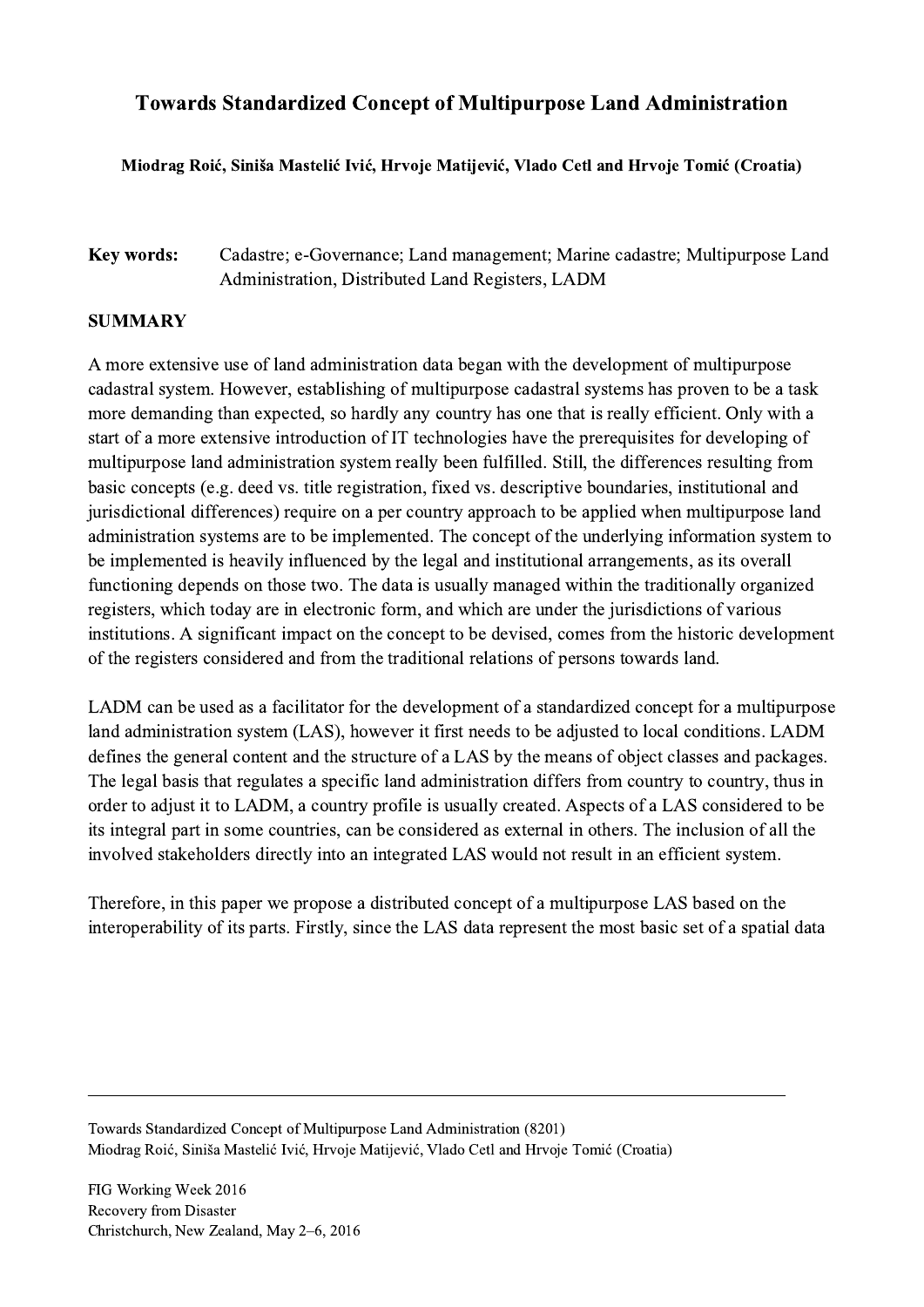# Towards Standardized Concept of Multipurpose Land Administration

**Miodrag Roić, Siniša Mastelić Ivić, Hrvoje Matijević, Vlado Cetl and Hrvoje Tomić (Croatia)**

**Key words:** Cadastre; e-Governance; Land management; Marine cadastre; Multipurpose Land Administration, Distributed Land Registers, LADM

## SUMMARY

A more extensive use of land administration data began with the development of multipurpose cadastral system. However, establishing of multipurpose cadastral systems has proven to be a task more demanding than expected, so hardly any country has one that is really efficient. Only with a start of a more extensive introduction of IT technologies have the prerequisites for developing of multipurpose land administration system really been fulfilled. Still, the differences resulting from basic concepts (e.g. deed vs. title registration, fixed vs. descriptive boundaries, institutional and jurisdictional differences) require on a per country approach to be applied when multipurpose land administration systems are to be implemented. The concept of the underlying information system to be implemented is heavily influenced by the legal and institutional arrangements, as its overall functioning depends on those two. The data is usually managed within the traditionally organized registers, which today are in electronic form, and which are under the jurisdictions of various institutions. A significant impact on the concept to be devised, comes from the historic development of the registers considered and from the traditional relations of persons towards land.

LADM can be used as a facilitator for the development of a standardized concept for a multipurpose land administration system (LAS), however it first needs to be adjusted to local conditions. LADM defines the general content and the structure of a LAS by the means of object classes and packages. The legal basis that regulates a specific land administration differs from country to country, thus in order to adjust it to LADM, a country profile is usually created. Aspects of a LAS considered to be its integral part in some countries, can be considered as external in others. The inclusion of all the involved stakeholders directly into an integrated LAS would not result in an efficient system.

Therefore, in this paper we propose a distributed concept of a multipurpose LAS based on the interoperability of its parts. Firstly, since the LAS data represent the most basic set of a spatial data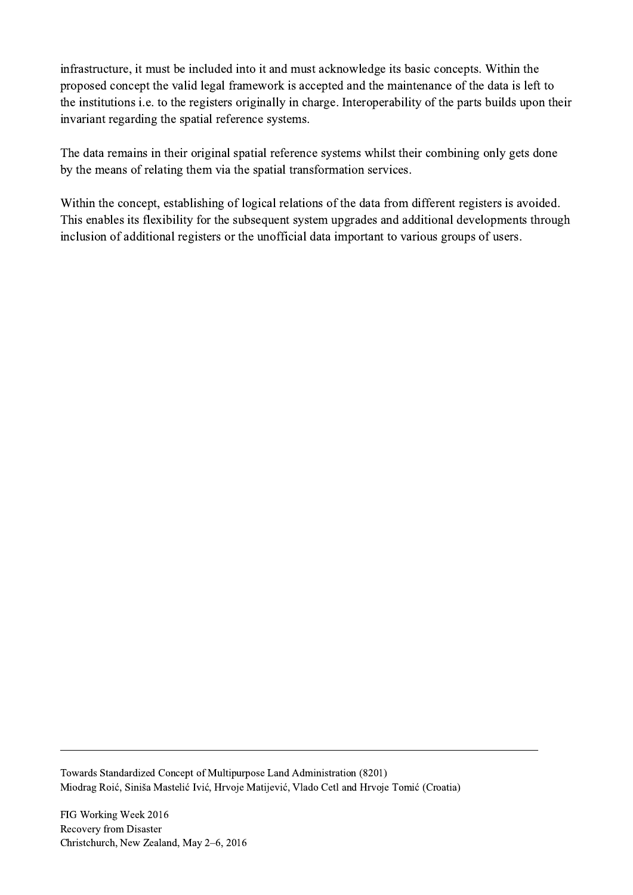infrastructure, it must be included into it and must acknowledge its basic concepts. Within the proposed concept the valid legal framework is accepted and the maintenance of the data is left to the institutions i.e. to the registers originally in charge. Interoperability of the parts builds upon their invariant regarding the spatial reference systems.

The data remains in their original spatial reference systems whilst their combining only gets done by the means of relating them via the spatial transformation services.

Within the concept, establishing of logical relations of the data from different registers is avoided. This enables its flexibility for the subsequent system upgrades and additional developments through inclusion of additional registers or the unofficial data important to various groups of users.